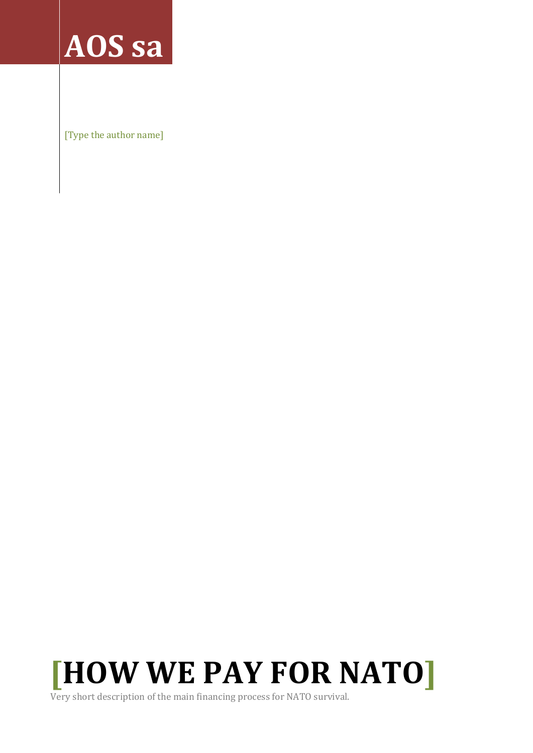# AOS sa

[Type the author name]

# [HOW WE PAY FOR NATO]

Very short description of the main financing process for NATO survival.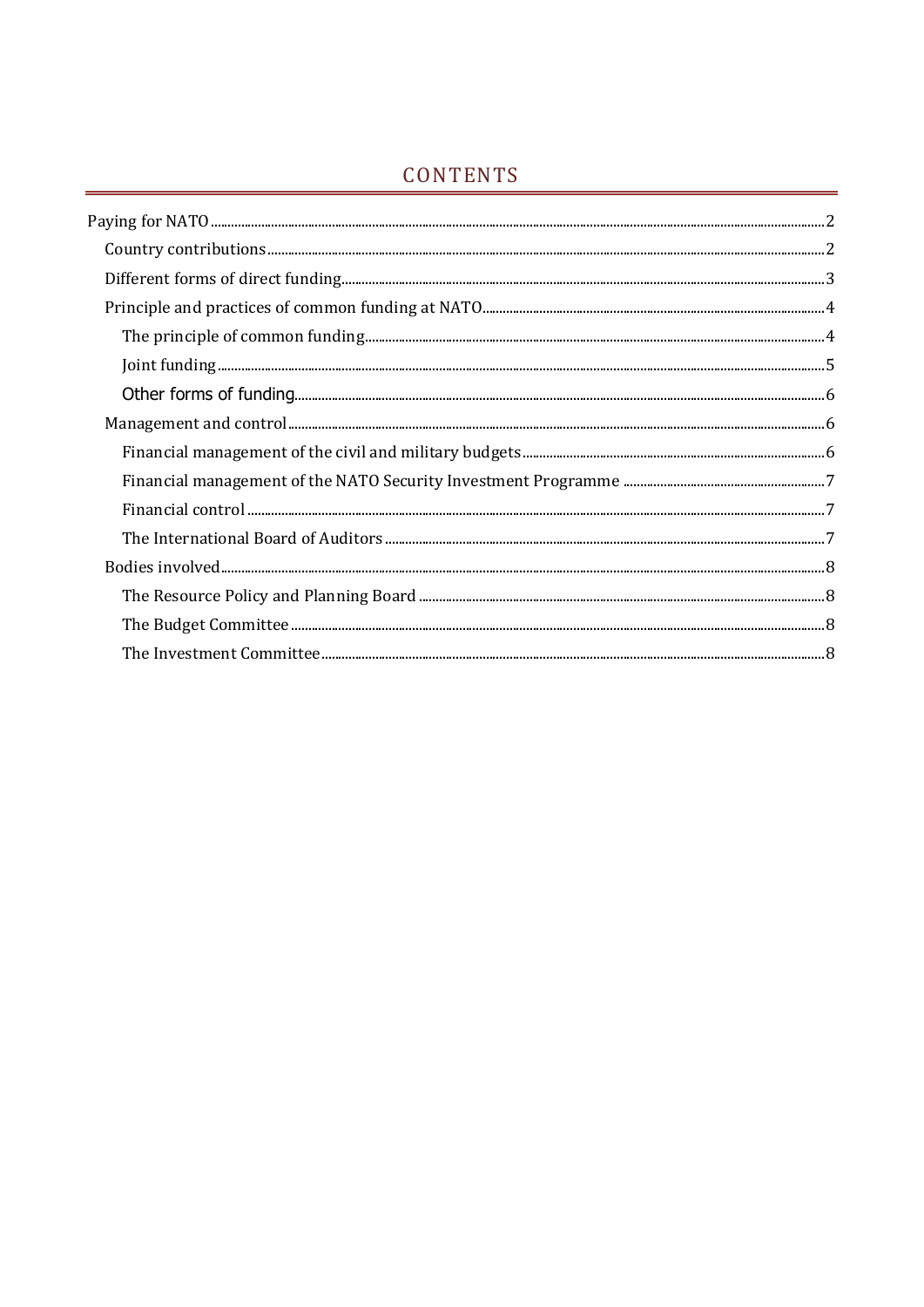# CONTENTS

- Paying for NATO ..... 2
  - Country contributions ..... 2
  - Different forms of direct funding ..... 3
  - Principle and practices of common funding at NATO ..... 4
    - The principle of common funding ..... 4
    - Joint funding ..... 5
    - Other forms of funding ..... 6
  - Management and control ..... 6
    - Financial management of the civil and military budgets ..... 6
    - Financial management of the NATO Security Investment Programme ..... 7
    - Financial control ..... 7
    - The International Board of Auditors ..... 7
  - Bodies involved ..... 8
    - The Resource Policy and Planning Board ..... 8
    - The Budget Committee ..... 8
    - The Investment Committee ..... 8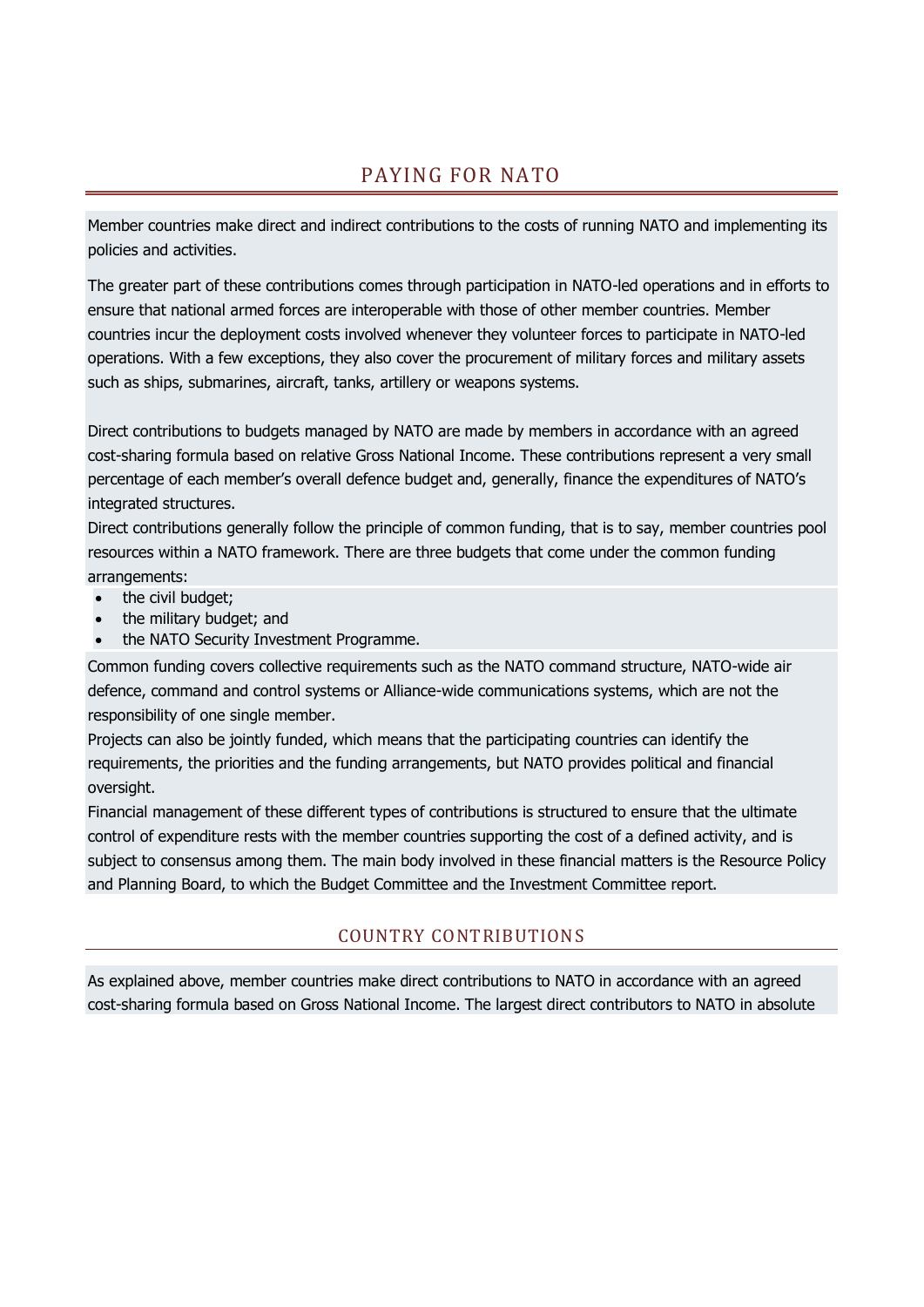## PAYING FOR NATO

Member countries make direct and indirect contributions to the costs of running NATO and implementing its policies and activities.

The greater part of these contributions comes through participation in NATO-led operations and in efforts to ensure that national armed forces are interoperable with those of other member countries. Member countries incur the deployment costs involved whenever they volunteer forces to participate in NATO-led operations. With a few exceptions, they also cover the procurement of military forces and military assets such as ships, submarines, aircraft, tanks, artillery or weapons systems.

Direct contributions to budgets managed by NATO are made by members in accordance with an agreed cost-sharing formula based on relative Gross National Income. These contributions represent a very small percentage of each member's overall defence budget and, generally, finance the expenditures of NATO's integrated structures.

Direct contributions generally follow the principle of common funding, that is to say, member countries pool resources within a NATO framework. There are three budgets that come under the common funding arrangements:

- the civil budget;
- the military budget; and
- the NATO Security Investment Programme.

Common funding covers collective requirements such as the NATO command structure, NATO-wide air defence, command and control systems or Alliance-wide communications systems, which are not the responsibility of one single member.

Projects can also be jointly funded, which means that the participating countries can identify the requirements, the priorities and the funding arrangements, but NATO provides political and financial oversight.

Financial management of these different types of contributions is structured to ensure that the ultimate control of expenditure rests with the member countries supporting the cost of a defined activity, and is subject to consensus among them. The main body involved in these financial matters is the Resource Policy and Planning Board, to which the Budget Committee and the Investment Committee report.

### COUNTRY CONTRIBUTIONS

As explained above, member countries make direct contributions to NATO in accordance with an agreed cost-sharing formula based on Gross National Income. The largest direct contributors to NATO in absolute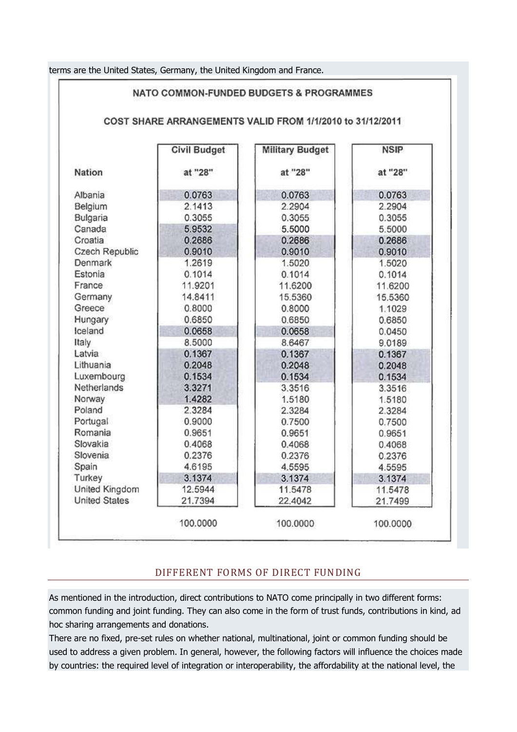terms are the United States, Germany, the United Kingdom and France.

**NATO COMMON-FUNDED BUDGETS & PROGRAMMES**

**COST SHARE ARRANGEMENTS VALID FROM 1/1/2010 to 31/12/2011**

| Nation | Civil Budget at "28" | Military Budget at "28" | NSIP at "28" |
|---|---|---|---|
| Albania | 0.0763 | 0.0763 | 0.0763 |
| Belgium | 2.1413 | 2.2904 | 2.2904 |
| Bulgaria | 0.3055 | 0.3055 | 0.3055 |
| Canada | 5.9532 | 5.5000 | 5.5000 |
| Croatia | 0.2686 | 0.2686 | 0.2686 |
| Czech Republic | 0.9010 | 0.9010 | 0.9010 |
| Denmark | 1.2619 | 1.5020 | 1.5020 |
| Estonia | 0.1014 | 0.1014 | 0.1014 |
| France | 11.9201 | 11.6200 | 11.6200 |
| Germany | 14.8411 | 15.5360 | 15.5360 |
| Greece | 0.8000 | 0.8000 | 1.1029 |
| Hungary | 0.6850 | 0.6850 | 0.6850 |
| Iceland | 0.0658 | 0.0658 | 0.0450 |
| Italy | 8.5000 | 8.6467 | 9.0189 |
| Latvia | 0.1367 | 0.1367 | 0.1367 |
| Lithuania | 0.2048 | 0.2048 | 0.2048 |
| Luxembourg | 0.1534 | 0.1534 | 0.1534 |
| Netherlands | 3.3271 | 3.3516 | 3.3516 |
| Norway | 1.4282 | 1.5180 | 1.5180 |
| Poland | 2.3284 | 2.3284 | 2.3284 |
| Portugal | 0.9000 | 0.7500 | 0.7500 |
| Romania | 0.9651 | 0.9651 | 0.9651 |
| Slovakia | 0.4068 | 0.4068 | 0.4068 |
| Slovenia | 0.2376 | 0.2376 | 0.2376 |
| Spain | 4.6195 | 4.5595 | 4.5595 |
| Turkey | 3.1374 | 3.1374 | 3.1374 |
| United Kingdom | 12.5944 | 11.5478 | 11.5478 |
| United States | 21.7394 | 22.4042 | 21.7499 |
| | 100.0000 | 100.0000 | 100.0000 |

## DIFFERENT FORMS OF DIRECT FUNDING

As mentioned in the introduction, direct contributions to NATO come principally in two different forms: common funding and joint funding. They can also come in the form of trust funds, contributions in kind, ad hoc sharing arrangements and donations.

There are no fixed, pre-set rules on whether national, multinational, joint or common funding should be used to address a given problem. In general, however, the following factors will influence the choices made by countries: the required level of integration or interoperability, the affordability at the national level, the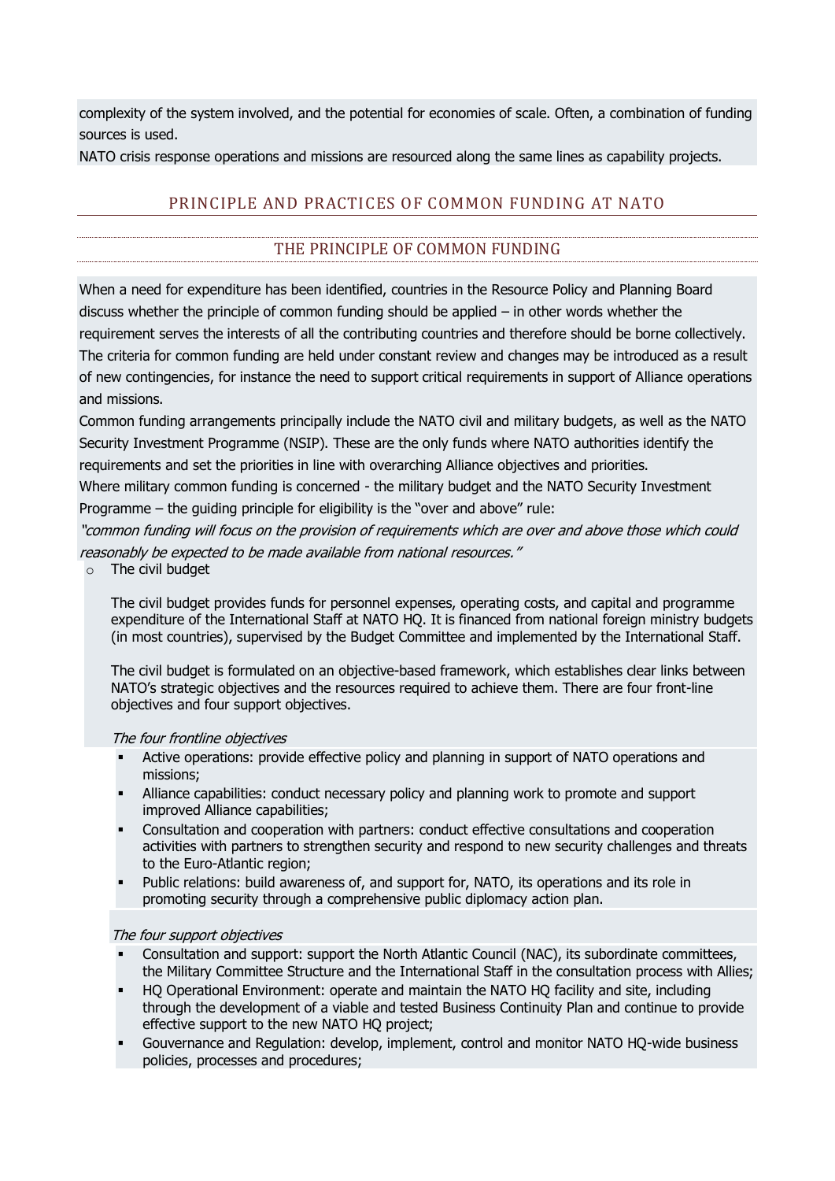complexity of the system involved, and the potential for economies of scale. Often, a combination of funding sources is used.

NATO crisis response operations and missions are resourced along the same lines as capability projects.

## PRINCIPLE AND PRACTICES OF COMMON FUNDING AT NATO

### THE PRINCIPLE OF COMMON FUNDING

When a need for expenditure has been identified, countries in the Resource Policy and Planning Board discuss whether the principle of common funding should be applied – in other words whether the requirement serves the interests of all the contributing countries and therefore should be borne collectively. The criteria for common funding are held under constant review and changes may be introduced as a result of new contingencies, for instance the need to support critical requirements in support of Alliance operations and missions.

Common funding arrangements principally include the NATO civil and military budgets, as well as the NATO Security Investment Programme (NSIP). These are the only funds where NATO authorities identify the requirements and set the priorities in line with overarching Alliance objectives and priorities.

Where military common funding is concerned - the military budget and the NATO Security Investment Programme – the guiding principle for eligibility is the "over and above" rule:

*"common funding will focus on the provision of requirements which are over and above those which could reasonably be expected to be made available from national resources."*

- The civil budget

  The civil budget provides funds for personnel expenses, operating costs, and capital and programme expenditure of the International Staff at NATO HQ. It is financed from national foreign ministry budgets (in most countries), supervised by the Budget Committee and implemented by the International Staff.

  The civil budget is formulated on an objective-based framework, which establishes clear links between NATO's strategic objectives and the resources required to achieve them. There are four front-line objectives and four support objectives.

  *The four frontline objectives*

  - Active operations: provide effective policy and planning in support of NATO operations and missions;
  - Alliance capabilities: conduct necessary policy and planning work to promote and support improved Alliance capabilities;
  - Consultation and cooperation with partners: conduct effective consultations and cooperation activities with partners to strengthen security and respond to new security challenges and threats to the Euro-Atlantic region;
  - Public relations: build awareness of, and support for, NATO, its operations and its role in promoting security through a comprehensive public diplomacy action plan.

  *The four support objectives*

  - Consultation and support: support the North Atlantic Council (NAC), its subordinate committees, the Military Committee Structure and the International Staff in the consultation process with Allies;
  - HQ Operational Environment: operate and maintain the NATO HQ facility and site, including through the development of a viable and tested Business Continuity Plan and continue to provide effective support to the new NATO HQ project;
  - Gouvernance and Regulation: develop, implement, control and monitor NATO HQ-wide business policies, processes and procedures;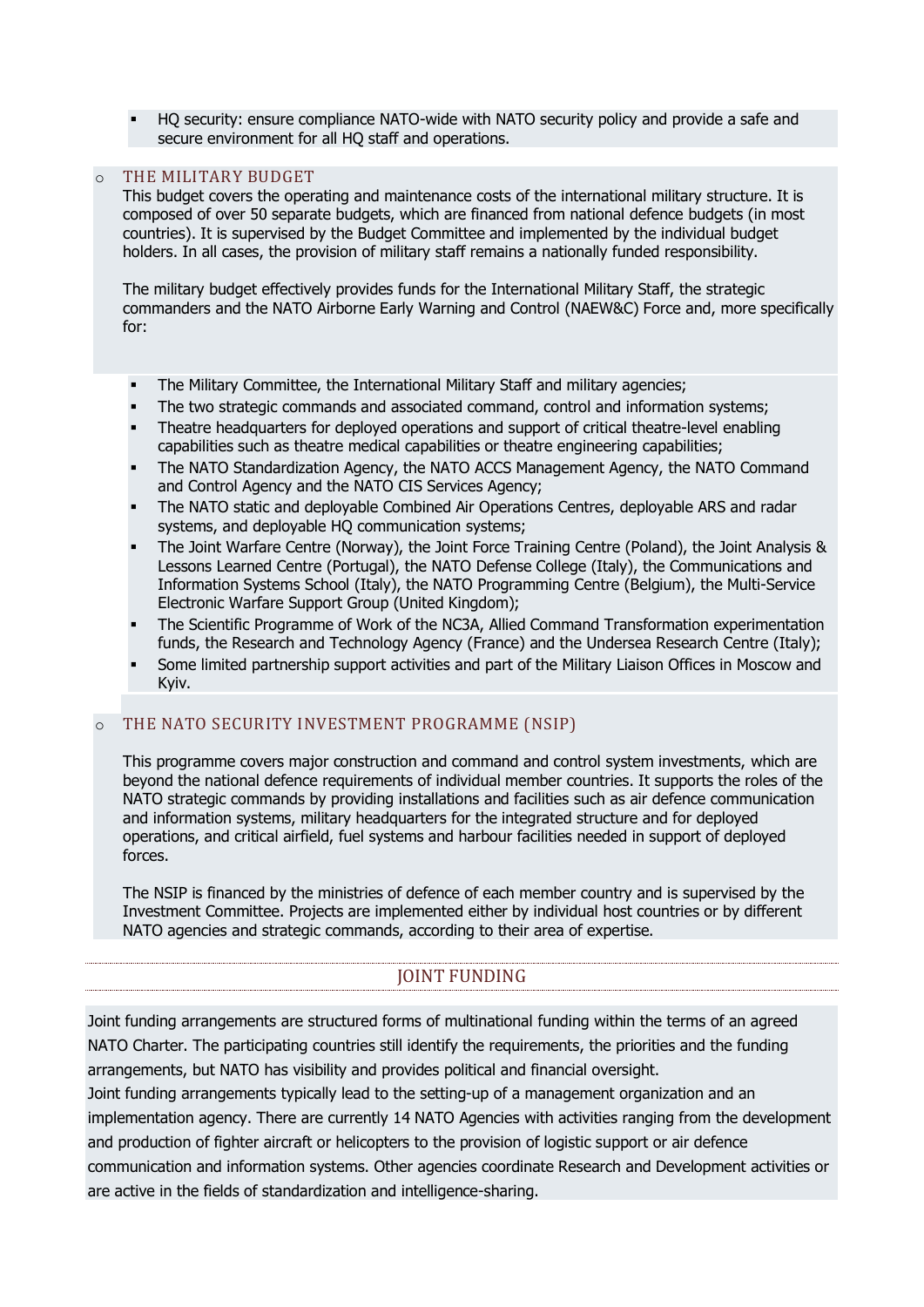- HQ security: ensure compliance NATO-wide with NATO security policy and provide a safe and secure environment for all HQ staff and operations.

- THE MILITARY BUDGET

  This budget covers the operating and maintenance costs of the international military structure. It is composed of over 50 separate budgets, which are financed from national defence budgets (in most countries). It is supervised by the Budget Committee and implemented by the individual budget holders. In all cases, the provision of military staff remains a nationally funded responsibility.

  The military budget effectively provides funds for the International Military Staff, the strategic commanders and the NATO Airborne Early Warning and Control (NAEW&C) Force and, more specifically for:

  - The Military Committee, the International Military Staff and military agencies;
  - The two strategic commands and associated command, control and information systems;
  - Theatre headquarters for deployed operations and support of critical theatre-level enabling capabilities such as theatre medical capabilities or theatre engineering capabilities;
  - The NATO Standardization Agency, the NATO ACCS Management Agency, the NATO Command and Control Agency and the NATO CIS Services Agency;
  - The NATO static and deployable Combined Air Operations Centres, deployable ARS and radar systems, and deployable HQ communication systems;
  - The Joint Warfare Centre (Norway), the Joint Force Training Centre (Poland), the Joint Analysis & Lessons Learned Centre (Portugal), the NATO Defense College (Italy), the Communications and Information Systems School (Italy), the NATO Programming Centre (Belgium), the Multi-Service Electronic Warfare Support Group (United Kingdom);
  - The Scientific Programme of Work of the NC3A, Allied Command Transformation experimentation funds, the Research and Technology Agency (France) and the Undersea Research Centre (Italy);
  - Some limited partnership support activities and part of the Military Liaison Offices in Moscow and Kyiv.

- THE NATO SECURITY INVESTMENT PROGRAMME (NSIP)

  This programme covers major construction and command and control system investments, which are beyond the national defence requirements of individual member countries. It supports the roles of the NATO strategic commands by providing installations and facilities such as air defence communication and information systems, military headquarters for the integrated structure and for deployed operations, and critical airfield, fuel systems and harbour facilities needed in support of deployed forces.

  The NSIP is financed by the ministries of defence of each member country and is supervised by the Investment Committee. Projects are implemented either by individual host countries or by different NATO agencies and strategic commands, according to their area of expertise.

## JOINT FUNDING

Joint funding arrangements are structured forms of multinational funding within the terms of an agreed NATO Charter. The participating countries still identify the requirements, the priorities and the funding arrangements, but NATO has visibility and provides political and financial oversight.
Joint funding arrangements typically lead to the setting-up of a management organization and an implementation agency. There are currently 14 NATO Agencies with activities ranging from the development and production of fighter aircraft or helicopters to the provision of logistic support or air defence communication and information systems. Other agencies coordinate Research and Development activities or are active in the fields of standardization and intelligence-sharing.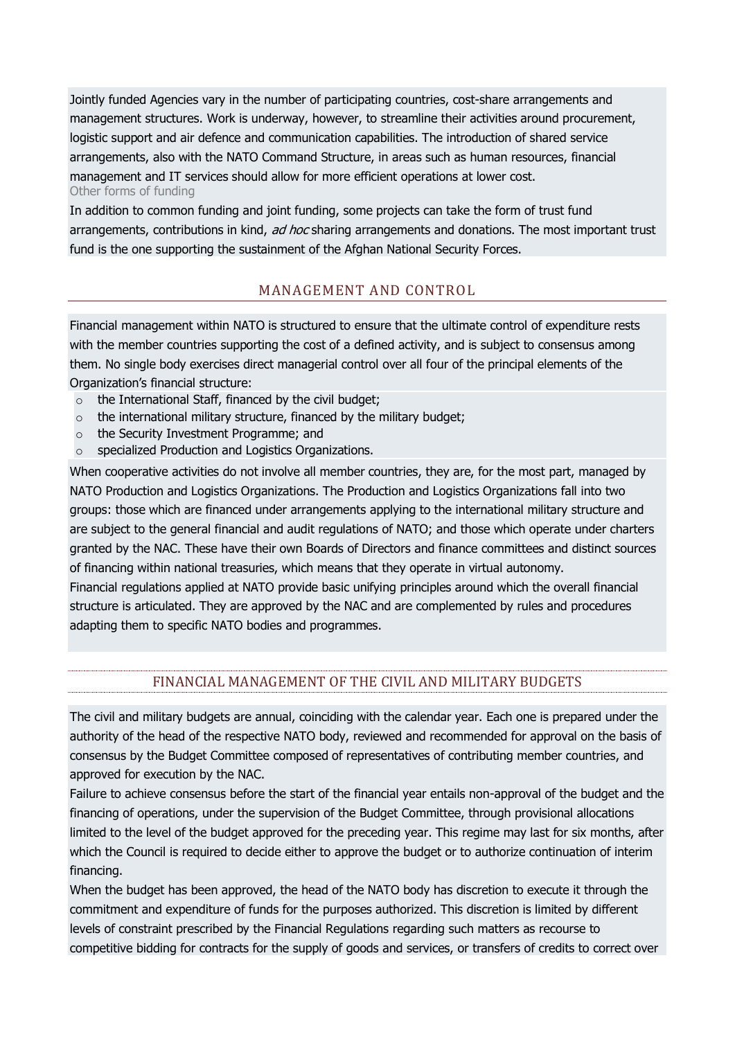Jointly funded Agencies vary in the number of participating countries, cost-share arrangements and management structures. Work is underway, however, to streamline their activities around procurement, logistic support and air defence and communication capabilities. The introduction of shared service arrangements, also with the NATO Command Structure, in areas such as human resources, financial management and IT services should allow for more efficient operations at lower cost.

### Other forms of funding

In addition to common funding and joint funding, some projects can take the form of trust fund arrangements, contributions in kind, *ad hoc* sharing arrangements and donations. The most important trust fund is the one supporting the sustainment of the Afghan National Security Forces.

## MANAGEMENT AND CONTROL

Financial management within NATO is structured to ensure that the ultimate control of expenditure rests with the member countries supporting the cost of a defined activity, and is subject to consensus among them. No single body exercises direct managerial control over all four of the principal elements of the Organization's financial structure:

- the International Staff, financed by the civil budget;
- the international military structure, financed by the military budget;
- the Security Investment Programme; and
- specialized Production and Logistics Organizations.

When cooperative activities do not involve all member countries, they are, for the most part, managed by NATO Production and Logistics Organizations. The Production and Logistics Organizations fall into two groups: those which are financed under arrangements applying to the international military structure and are subject to the general financial and audit regulations of NATO; and those which operate under charters granted by the NAC. These have their own Boards of Directors and finance committees and distinct sources of financing within national treasuries, which means that they operate in virtual autonomy.

Financial regulations applied at NATO provide basic unifying principles around which the overall financial structure is articulated. They are approved by the NAC and are complemented by rules and procedures adapting them to specific NATO bodies and programmes.

## FINANCIAL MANAGEMENT OF THE CIVIL AND MILITARY BUDGETS

The civil and military budgets are annual, coinciding with the calendar year. Each one is prepared under the authority of the head of the respective NATO body, reviewed and recommended for approval on the basis of consensus by the Budget Committee composed of representatives of contributing member countries, and approved for execution by the NAC.

Failure to achieve consensus before the start of the financial year entails non-approval of the budget and the financing of operations, under the supervision of the Budget Committee, through provisional allocations limited to the level of the budget approved for the preceding year. This regime may last for six months, after which the Council is required to decide either to approve the budget or to authorize continuation of interim financing.

When the budget has been approved, the head of the NATO body has discretion to execute it through the commitment and expenditure of funds for the purposes authorized. This discretion is limited by different levels of constraint prescribed by the Financial Regulations regarding such matters as recourse to competitive bidding for contracts for the supply of goods and services, or transfers of credits to correct over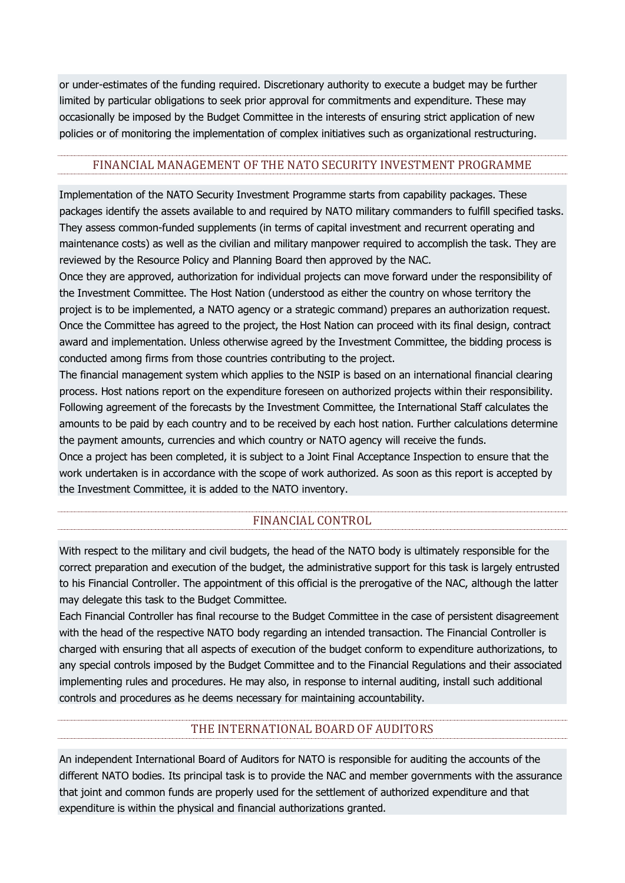or under-estimates of the funding required. Discretionary authority to execute a budget may be further limited by particular obligations to seek prior approval for commitments and expenditure. These may occasionally be imposed by the Budget Committee in the interests of ensuring strict application of new policies or of monitoring the implementation of complex initiatives such as organizational restructuring.

## FINANCIAL MANAGEMENT OF THE NATO SECURITY INVESTMENT PROGRAMME

Implementation of the NATO Security Investment Programme starts from capability packages. These packages identify the assets available to and required by NATO military commanders to fulfill specified tasks. They assess common-funded supplements (in terms of capital investment and recurrent operating and maintenance costs) as well as the civilian and military manpower required to accomplish the task. They are reviewed by the Resource Policy and Planning Board then approved by the NAC.

Once they are approved, authorization for individual projects can move forward under the responsibility of the Investment Committee. The Host Nation (understood as either the country on whose territory the project is to be implemented, a NATO agency or a strategic command) prepares an authorization request. Once the Committee has agreed to the project, the Host Nation can proceed with its final design, contract award and implementation. Unless otherwise agreed by the Investment Committee, the bidding process is conducted among firms from those countries contributing to the project.

The financial management system which applies to the NSIP is based on an international financial clearing process. Host nations report on the expenditure foreseen on authorized projects within their responsibility. Following agreement of the forecasts by the Investment Committee, the International Staff calculates the amounts to be paid by each country and to be received by each host nation. Further calculations determine the payment amounts, currencies and which country or NATO agency will receive the funds.

Once a project has been completed, it is subject to a Joint Final Acceptance Inspection to ensure that the work undertaken is in accordance with the scope of work authorized. As soon as this report is accepted by the Investment Committee, it is added to the NATO inventory.

## FINANCIAL CONTROL

With respect to the military and civil budgets, the head of the NATO body is ultimately responsible for the correct preparation and execution of the budget, the administrative support for this task is largely entrusted to his Financial Controller. The appointment of this official is the prerogative of the NAC, although the latter may delegate this task to the Budget Committee.

Each Financial Controller has final recourse to the Budget Committee in the case of persistent disagreement with the head of the respective NATO body regarding an intended transaction. The Financial Controller is charged with ensuring that all aspects of execution of the budget conform to expenditure authorizations, to any special controls imposed by the Budget Committee and to the Financial Regulations and their associated implementing rules and procedures. He may also, in response to internal auditing, install such additional controls and procedures as he deems necessary for maintaining accountability.

## THE INTERNATIONAL BOARD OF AUDITORS

An independent International Board of Auditors for NATO is responsible for auditing the accounts of the different NATO bodies. Its principal task is to provide the NAC and member governments with the assurance that joint and common funds are properly used for the settlement of authorized expenditure and that expenditure is within the physical and financial authorizations granted.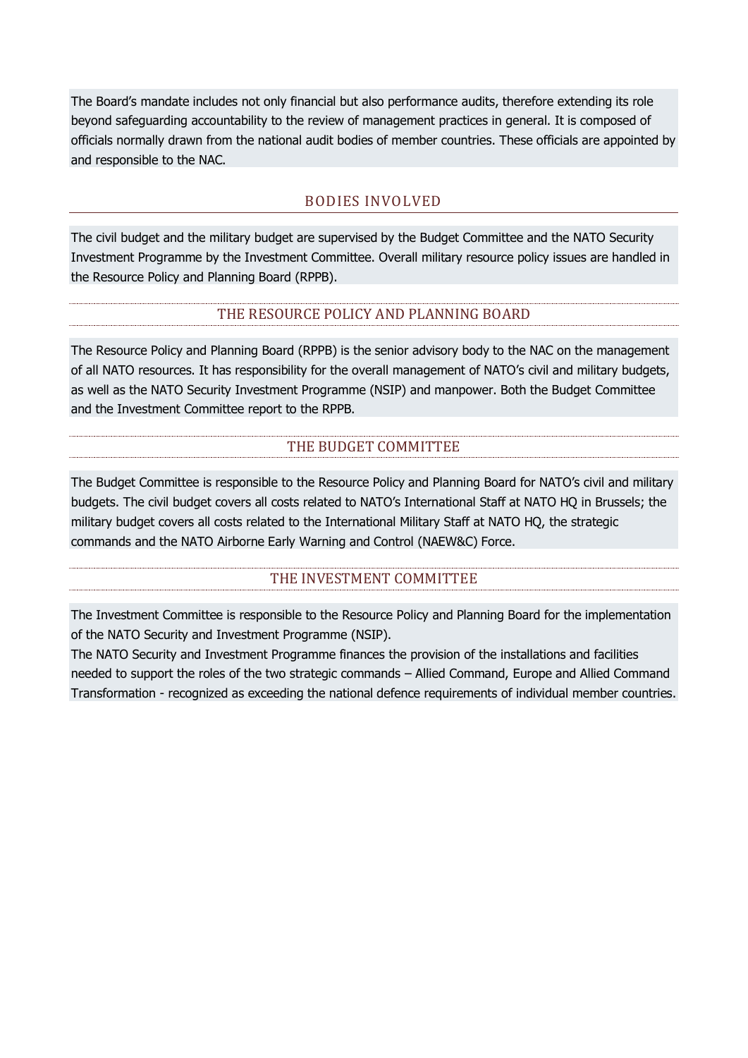The Board's mandate includes not only financial but also performance audits, therefore extending its role beyond safeguarding accountability to the review of management practices in general. It is composed of officials normally drawn from the national audit bodies of member countries. These officials are appointed by and responsible to the NAC.

## BODIES INVOLVED

The civil budget and the military budget are supervised by the Budget Committee and the NATO Security Investment Programme by the Investment Committee. Overall military resource policy issues are handled in the Resource Policy and Planning Board (RPPB).

### THE RESOURCE POLICY AND PLANNING BOARD

The Resource Policy and Planning Board (RPPB) is the senior advisory body to the NAC on the management of all NATO resources. It has responsibility for the overall management of NATO's civil and military budgets, as well as the NATO Security Investment Programme (NSIP) and manpower. Both the Budget Committee and the Investment Committee report to the RPPB.

### THE BUDGET COMMITTEE

The Budget Committee is responsible to the Resource Policy and Planning Board for NATO's civil and military budgets. The civil budget covers all costs related to NATO's International Staff at NATO HQ in Brussels; the military budget covers all costs related to the International Military Staff at NATO HQ, the strategic commands and the NATO Airborne Early Warning and Control (NAEW&C) Force.

### THE INVESTMENT COMMITTEE

The Investment Committee is responsible to the Resource Policy and Planning Board for the implementation of the NATO Security and Investment Programme (NSIP).

The NATO Security and Investment Programme finances the provision of the installations and facilities needed to support the roles of the two strategic commands – Allied Command, Europe and Allied Command Transformation - recognized as exceeding the national defence requirements of individual member countries.